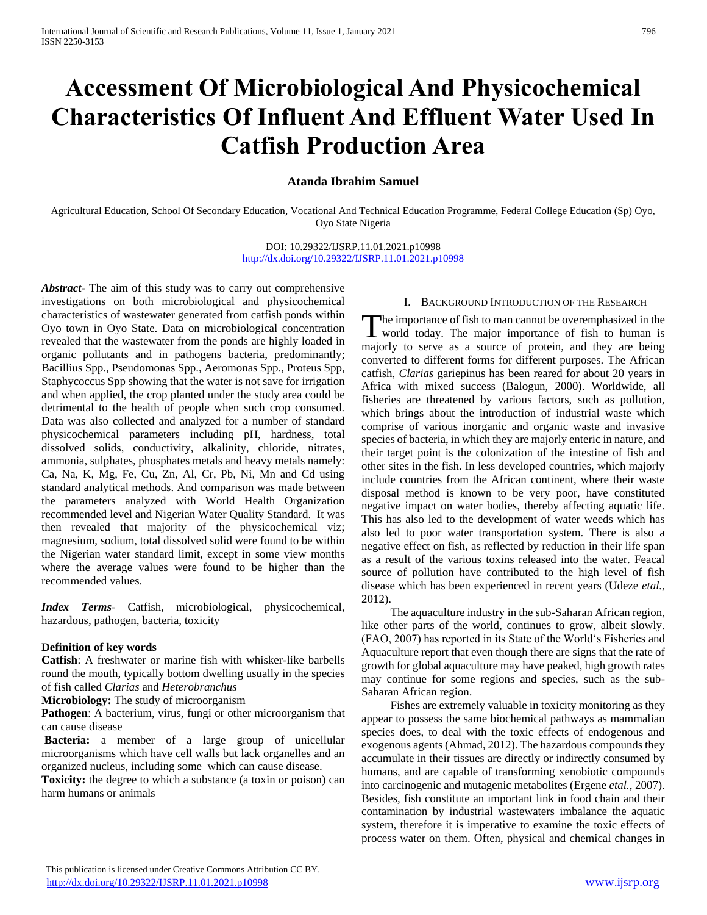# Accessment Of Microbiological And Physicochemical Characteristics Of Influent And Effluent Water Used In Catfish Production Area

**Atanda Ibrahim Samuel**

Agricultural Education, School Of Secondary Education, Vocational And Technical Education Programme, Federal College Education (Sp) Oyo, Oyo State Nigeria

DOI: 10.29322/IJSRP.11.01.2021.p10998
http://dx.doi.org/10.29322/IJSRP.11.01.2021.p10998

***Abstract***- The aim of this study was to carry out comprehensive investigations on both microbiological and physicochemical characteristics of wastewater generated from catfish ponds within Oyo town in Oyo State. Data on microbiological concentration revealed that the wastewater from the ponds are highly loaded in organic pollutants and in pathogens bacteria, predominantly; Bacillius Spp., Pseudomonas Spp., Aeromonas Spp., Proteus Spp, Staphycoccus Spp showing that the water is not save for irrigation and when applied, the crop planted under the study area could be detrimental to the health of people when such crop consumed. Data was also collected and analyzed for a number of standard physicochemical parameters including pH, hardness, total dissolved solids, conductivity, alkalinity, chloride, nitrates, ammonia, sulphates, phosphates metals and heavy metals namely: Ca, Na, K, Mg, Fe, Cu, Zn, Al, Cr, Pb, Ni, Mn and Cd using standard analytical methods. And comparison was made between the parameters analyzed with World Health Organization recommended level and Nigerian Water Quality Standard. It was then revealed that majority of the physicochemical viz; magnesium, sodium, total dissolved solid were found to be within the Nigerian water standard limit, except in some view months where the average values were found to be higher than the recommended values.

***Index Terms***- Catfish, microbiological, physicochemical, hazardous, pathogen, bacteria, toxicity

**Definition of key words**

**Catfish**: A freshwater or marine fish with whisker-like barbells round the mouth, typically bottom dwelling usually in the species of fish called *Clarias* and *Heterobranchus*

**Microbiology:** The study of microorganism

**Pathogen**: A bacterium, virus, fungi or other microorganism that can cause disease

**Bacteria:** a member of a large group of unicellular microorganisms which have cell walls but lack organelles and an organized nucleus, including some which can cause disease.

**Toxicity:** the degree to which a substance (a toxin or poison) can harm humans or animals

## I. Background Introduction of the Research

The importance of fish to man cannot be overemphasized in the world today. The major importance of fish to human is majorly to serve as a source of protein, and they are being converted to different forms for different purposes. The African catfish, *Clarias* gariepinus has been reared for about 20 years in Africa with mixed success (Balogun, 2000). Worldwide, all fisheries are threatened by various factors, such as pollution, which brings about the introduction of industrial waste which comprise of various inorganic and organic waste and invasive species of bacteria, in which they are majorly enteric in nature, and their target point is the colonization of the intestine of fish and other sites in the fish. In less developed countries, which majorly include countries from the African continent, where their waste disposal method is known to be very poor, have constituted negative impact on water bodies, thereby affecting aquatic life. This has also led to the development of water weeds which has also led to poor water transportation system. There is also a negative effect on fish, as reflected by reduction in their life span as a result of the various toxins released into the water. Feacal source of pollution have contributed to the high level of fish disease which has been experienced in recent years (Udeze *etal.*, 2012).

The aquaculture industry in the sub-Saharan African region, like other parts of the world, continues to grow, albeit slowly. (FAO, 2007) has reported in its State of the World's Fisheries and Aquaculture report that even though there are signs that the rate of growth for global aquaculture may have peaked, high growth rates may continue for some regions and species, such as the sub-Saharan African region.

Fishes are extremely valuable in toxicity monitoring as they appear to possess the same biochemical pathways as mammalian species does, to deal with the toxic effects of endogenous and exogenous agents (Ahmad, 2012). The hazardous compounds they accumulate in their tissues are directly or indirectly consumed by humans, and are capable of transforming xenobiotic compounds into carcinogenic and mutagenic metabolites (Ergene *etal.*, 2007). Besides, fish constitute an important link in food chain and their contamination by industrial wastewaters imbalance the aquatic system, therefore it is imperative to examine the toxic effects of process water on them. Often, physical and chemical changes in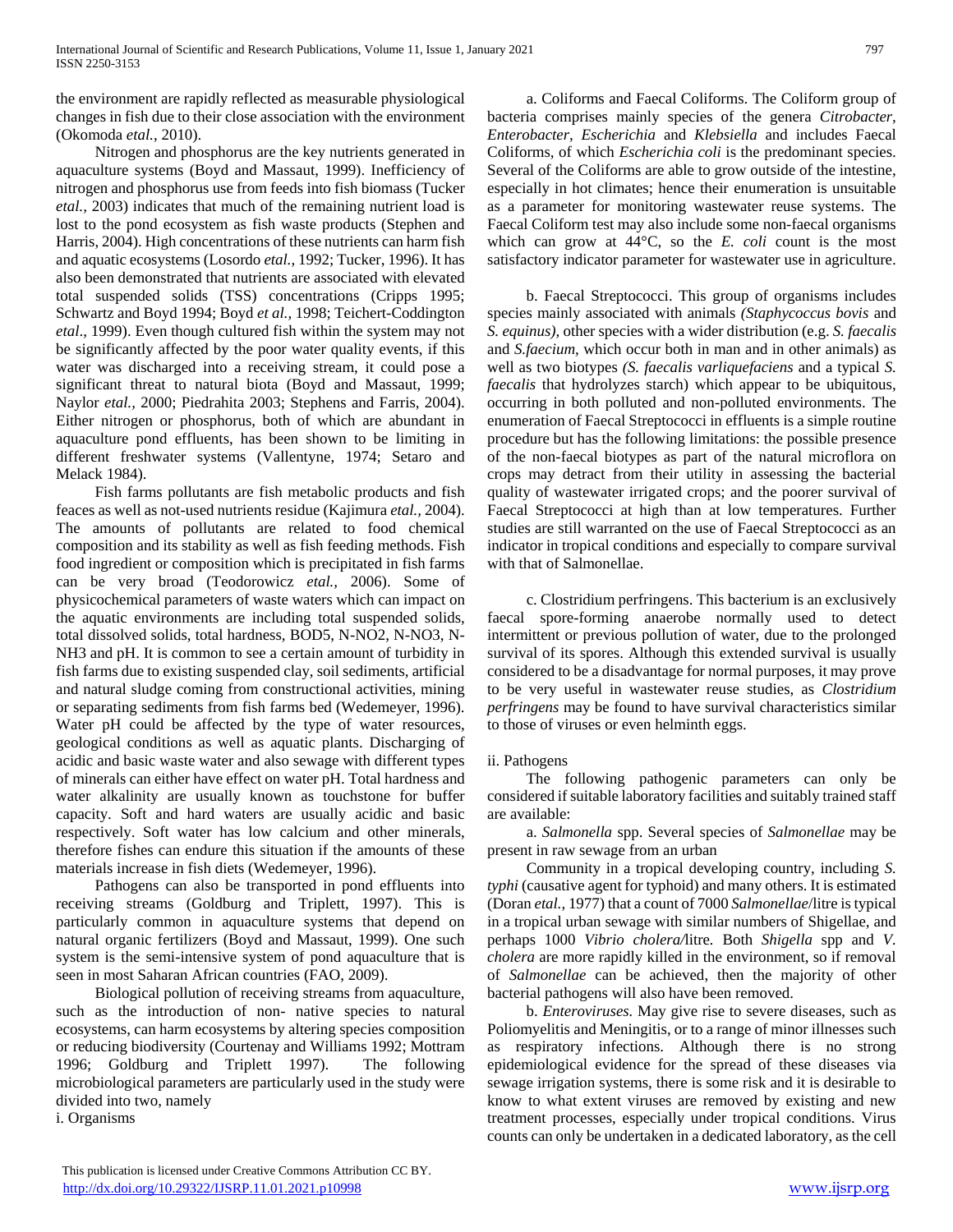the environment are rapidly reflected as measurable physiological changes in fish due to their close association with the environment (Okomoda *etal.*, 2010).

Nitrogen and phosphorus are the key nutrients generated in aquaculture systems (Boyd and Massaut, 1999). Inefficiency of nitrogen and phosphorus use from feeds into fish biomass (Tucker *etal.,* 2003) indicates that much of the remaining nutrient load is lost to the pond ecosystem as fish waste products (Stephen and Harris, 2004). High concentrations of these nutrients can harm fish and aquatic ecosystems (Losordo *etal.,* 1992; Tucker, 1996). It has also been demonstrated that nutrients are associated with elevated total suspended solids (TSS) concentrations (Cripps 1995; Schwartz and Boyd 1994; Boyd *et al.,* 1998; Teichert-Coddington *etal*., 1999). Even though cultured fish within the system may not be significantly affected by the poor water quality events, if this water was discharged into a receiving stream, it could pose a significant threat to natural biota (Boyd and Massaut, 1999; Naylor *etal.,* 2000; Piedrahita 2003; Stephens and Farris, 2004). Either nitrogen or phosphorus, both of which are abundant in aquaculture pond effluents, has been shown to be limiting in different freshwater systems (Vallentyne, 1974; Setaro and Melack 1984).

Fish farms pollutants are fish metabolic products and fish feaces as well as not-used nutrients residue (Kajimura *etal.,* 2004). The amounts of pollutants are related to food chemical composition and its stability as well as fish feeding methods. Fish food ingredient or composition which is precipitated in fish farms can be very broad (Teodorowicz *etal.*, 2006). Some of physicochemical parameters of waste waters which can impact on the aquatic environments are including total suspended solids, total dissolved solids, total hardness, BOD5, N-NO2, N-NO3, N-NH3 and pH. It is common to see a certain amount of turbidity in fish farms due to existing suspended clay, soil sediments, artificial and natural sludge coming from constructional activities, mining or separating sediments from fish farms bed (Wedemeyer, 1996). Water pH could be affected by the type of water resources, geological conditions as well as aquatic plants. Discharging of acidic and basic waste water and also sewage with different types of minerals can either have effect on water pH. Total hardness and water alkalinity are usually known as touchstone for buffer capacity. Soft and hard waters are usually acidic and basic respectively. Soft water has low calcium and other minerals, therefore fishes can endure this situation if the amounts of these materials increase in fish diets (Wedemeyer, 1996).

Pathogens can also be transported in pond effluents into receiving streams (Goldburg and Triplett, 1997). This is particularly common in aquaculture systems that depend on natural organic fertilizers (Boyd and Massaut, 1999). One such system is the semi-intensive system of pond aquaculture that is seen in most Saharan African countries (FAO, 2009).

Biological pollution of receiving streams from aquaculture, such as the introduction of non- native species to natural ecosystems, can harm ecosystems by altering species composition or reducing biodiversity (Courtenay and Williams 1992; Mottram 1996; Goldburg and Triplett 1997). The following microbiological parameters are particularly used in the study were divided into two, namely

i. Organisms

a. Coliforms and Faecal Coliforms. The Coliform group of bacteria comprises mainly species of the genera *Citrobacter, Enterobacter, Escherichia* and *Klebsiella* and includes Faecal Coliforms, of which *Escherichia coli* is the predominant species. Several of the Coliforms are able to grow outside of the intestine, especially in hot climates; hence their enumeration is unsuitable as a parameter for monitoring wastewater reuse systems. The Faecal Coliform test may also include some non-faecal organisms which can grow at 44°C, so the *E. coli* count is the most satisfactory indicator parameter for wastewater use in agriculture.

b. Faecal Streptococci. This group of organisms includes species mainly associated with animals *(Staphycoccus bovis* and *S. equinus),* other species with a wider distribution (e.g. *S. faecalis* and *S.faecium*, which occur both in man and in other animals) as well as two biotypes *(S. faecalis varliquefaciens* and a typical *S. faecalis* that hydrolyzes starch) which appear to be ubiquitous, occurring in both polluted and non-polluted environments. The enumeration of Faecal Streptococci in effluents is a simple routine procedure but has the following limitations: the possible presence of the non-faecal biotypes as part of the natural microflora on crops may detract from their utility in assessing the bacterial quality of wastewater irrigated crops; and the poorer survival of Faecal Streptococci at high than at low temperatures. Further studies are still warranted on the use of Faecal Streptococci as an indicator in tropical conditions and especially to compare survival with that of Salmonellae.

c. Clostridium perfringens. This bacterium is an exclusively faecal spore-forming anaerobe normally used to detect intermittent or previous pollution of water, due to the prolonged survival of its spores. Although this extended survival is usually considered to be a disadvantage for normal purposes, it may prove to be very useful in wastewater reuse studies, as *Clostridium perfringens* may be found to have survival characteristics similar to those of viruses or even helminth eggs.

ii. Pathogens

The following pathogenic parameters can only be considered if suitable laboratory facilities and suitably trained staff are available:

a. *Salmonella* spp. Several species of *Salmonellae* may be present in raw sewage from an urban

Community in a tropical developing country, including *S. typhi* (causative agent for typhoid) and many others. It is estimated (Doran *etal.,* 1977) that a count of 7000 *Salmonellae*/litre is typical in a tropical urban sewage with similar numbers of Shigellae, and perhaps 1000 *Vibrio cholera/*litre. Both *Shigella* spp and *V. cholera* are more rapidly killed in the environment, so if removal of *Salmonellae* can be achieved, then the majority of other bacterial pathogens will also have been removed.

b. *Enteroviruses.* May give rise to severe diseases, such as Poliomyelitis and Meningitis, or to a range of minor illnesses such as respiratory infections. Although there is no strong epidemiological evidence for the spread of these diseases via sewage irrigation systems, there is some risk and it is desirable to know to what extent viruses are removed by existing and new treatment processes, especially under tropical conditions. Virus counts can only be undertaken in a dedicated laboratory, as the cell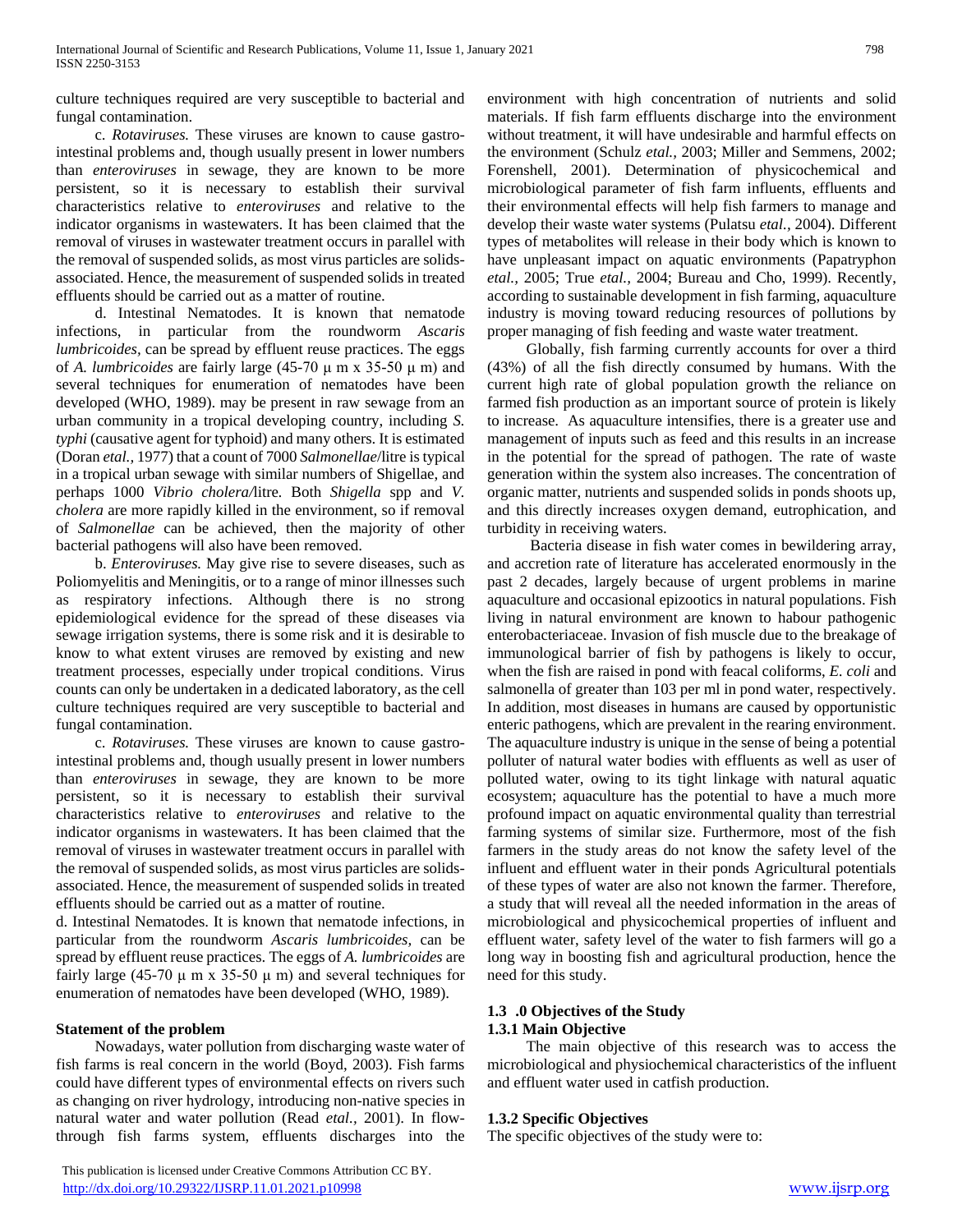culture techniques required are very susceptible to bacterial and fungal contamination.

c. *Rotaviruses.* These viruses are known to cause gastro-intestinal problems and, though usually present in lower numbers than *enteroviruses* in sewage, they are known to be more persistent, so it is necessary to establish their survival characteristics relative to *enteroviruses* and relative to the indicator organisms in wastewaters. It has been claimed that the removal of viruses in wastewater treatment occurs in parallel with the removal of suspended solids, as most virus particles are solids-associated. Hence, the measurement of suspended solids in treated effluents should be carried out as a matter of routine.

d. Intestinal Nematodes. It is known that nematode infections, in particular from the roundworm *Ascaris lumbricoides*, can be spread by effluent reuse practices. The eggs of *A. lumbricoides* are fairly large (45-70 μ m x 35-50 μ m) and several techniques for enumeration of nematodes have been developed (WHO, 1989). may be present in raw sewage from an urban community in a tropical developing country, including *S. typhi* (causative agent for typhoid) and many others. It is estimated (Doran *etal.,* 1977) that a count of 7000 *Salmonellae*/litre is typical in a tropical urban sewage with similar numbers of Shigellae, and perhaps 1000 *Vibrio cholera/*litre. Both *Shigella* spp and *V. cholera* are more rapidly killed in the environment, so if removal of *Salmonellae* can be achieved, then the majority of other bacterial pathogens will also have been removed.

b. *Enteroviruses.* May give rise to severe diseases, such as Poliomyelitis and Meningitis, or to a range of minor illnesses such as respiratory infections. Although there is no strong epidemiological evidence for the spread of these diseases via sewage irrigation systems, there is some risk and it is desirable to know to what extent viruses are removed by existing and new treatment processes, especially under tropical conditions. Virus counts can only be undertaken in a dedicated laboratory, as the cell culture techniques required are very susceptible to bacterial and fungal contamination.

c. *Rotaviruses.* These viruses are known to cause gastro-intestinal problems and, though usually present in lower numbers than *enteroviruses* in sewage, they are known to be more persistent, so it is necessary to establish their survival characteristics relative to *enteroviruses* and relative to the indicator organisms in wastewaters. It has been claimed that the removal of viruses in wastewater treatment occurs in parallel with the removal of suspended solids, as most virus particles are solids-associated. Hence, the measurement of suspended solids in treated effluents should be carried out as a matter of routine.

d. Intestinal Nematodes. It is known that nematode infections, in particular from the roundworm *Ascaris lumbricoides,* can be spread by effluent reuse practices. The eggs of *A. lumbricoides* are fairly large (45-70 μ m x 35-50 μ m) and several techniques for enumeration of nematodes have been developed (WHO, 1989).

**Statement of the problem**

Nowadays, water pollution from discharging waste water of fish farms is real concern in the world (Boyd, 2003). Fish farms could have different types of environmental effects on rivers such as changing on river hydrology, introducing non-native species in natural water and water pollution (Read *etal.,* 2001). In flow-through fish farms system, effluents discharges into the environment with high concentration of nutrients and solid materials. If fish farm effluents discharge into the environment without treatment, it will have undesirable and harmful effects on the environment (Schulz *etal.,* 2003; Miller and Semmens, 2002; Forenshell, 2001). Determination of physicochemical and microbiological parameter of fish farm influents, effluents and their environmental effects will help fish farmers to manage and develop their waste water systems (Pulatsu *etal.,* 2004). Different types of metabolites will release in their body which is known to have unpleasant impact on aquatic environments (Papatryphon *etal.,* 2005; True *etal.,* 2004; Bureau and Cho, 1999). Recently, according to sustainable development in fish farming, aquaculture industry is moving toward reducing resources of pollutions by proper managing of fish feeding and waste water treatment.

Globally, fish farming currently accounts for over a third (43%) of all the fish directly consumed by humans. With the current high rate of global population growth the reliance on farmed fish production as an important source of protein is likely to increase. As aquaculture intensifies, there is a greater use and management of inputs such as feed and this results in an increase in the potential for the spread of pathogen. The rate of waste generation within the system also increases. The concentration of organic matter, nutrients and suspended solids in ponds shoots up, and this directly increases oxygen demand, eutrophication, and turbidity in receiving waters.

Bacteria disease in fish water comes in bewildering array, and accretion rate of literature has accelerated enormously in the past 2 decades, largely because of urgent problems in marine aquaculture and occasional epizootics in natural populations. Fish living in natural environment are known to habour pathogenic enterobacteriaceae. Invasion of fish muscle due to the breakage of immunological barrier of fish by pathogens is likely to occur, when the fish are raised in pond with feacal coliforms, *E. coli* and salmonella of greater than 103 per ml in pond water, respectively. In addition, most diseases in humans are caused by opportunistic enteric pathogens, which are prevalent in the rearing environment. The aquaculture industry is unique in the sense of being a potential polluter of natural water bodies with effluents as well as user of polluted water, owing to its tight linkage with natural aquatic ecosystem; aquaculture has the potential to have a much more profound impact on aquatic environmental quality than terrestrial farming systems of similar size. Furthermore, most of the fish farmers in the study areas do not know the safety level of the influent and effluent water in their ponds Agricultural potentials of these types of water are also not known the farmer. Therefore, a study that will reveal all the needed information in the areas of microbiological and physicochemical properties of influent and effluent water, safety level of the water to fish farmers will go a long way in boosting fish and agricultural production, hence the need for this study.

### 1.3 .0 Objectives of the Study

#### 1.3.1 Main Objective

The main objective of this research was to access the microbiological and physiochemical characteristics of the influent and effluent water used in catfish production.

#### 1.3.2 Specific Objectives

The specific objectives of the study were to: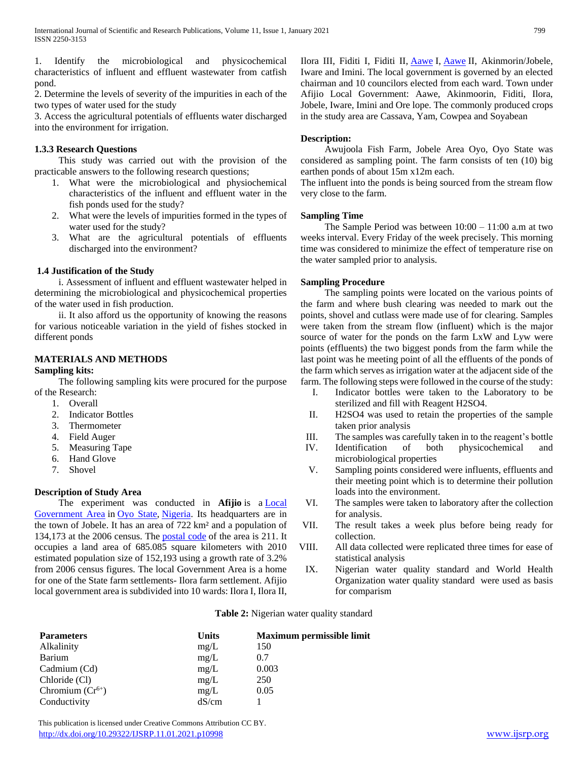1. Identify the microbiological and physicochemical characteristics of influent and effluent wastewater from catfish pond.
2. Determine the levels of severity of the impurities in each of the two types of water used for the study
3. Access the agricultural potentials of effluents water discharged into the environment for irrigation.

### 1.3.3 Research Questions

This study was carried out with the provision of the practicable answers to the following research questions;

1. What were the microbiological and physiochemical characteristics of the influent and effluent water in the fish ponds used for the study?
2. What were the levels of impurities formed in the types of water used for the study?
3. What are the agricultural potentials of effluents discharged into the environment?

### 1.4 Justification of the Study

i. Assessment of influent and effluent wastewater helped in determining the microbiological and physicochemical properties of the water used in fish production.

ii. It also afford us the opportunity of knowing the reasons for various noticeable variation in the yield of fishes stocked in different ponds

## MATERIALS AND METHODS

### Sampling kits:

The following sampling kits were procured for the purpose of the Research:

1. Overall
2. Indicator Bottles
3. Thermometer
4. Field Auger
5. Measuring Tape
6. Hand Glove
7. Shovel

### Description of Study Area

The experiment was conducted in **Afijio** is a Local Government Area in Oyo State, Nigeria. Its headquarters are in the town of Jobele. It has an area of 722 km² and a population of 134,173 at the 2006 census. The postal code of the area is 211. It occupies a land area of 685.085 square kilometers with 2010 estimated population size of 152,193 using a growth rate of 3.2% from 2006 census figures. The local Government Area is a home for one of the State farm settlements- Ilora farm settlement. Afijio local government area is subdivided into 10 wards: Ilora I, Ilora II, Ilora III, Fiditi I, Fiditi II, Aawe I, Aawe II, Akinmorin/Jobele, Iware and Imini. The local government is governed by an elected chairman and 10 councilors elected from each ward. Town under Afijio Local Government: Aawe, Akinmoorin, Fiditi, Ilora, Jobele, Iware, Imini and Ore lope. The commonly produced crops in the study area are Cassava, Yam, Cowpea and Soyabean

### Description:

Awujoola Fish Farm, Jobele Area Oyo, Oyo State was considered as sampling point. The farm consists of ten (10) big earthen ponds of about 15m x12m each.

The influent into the ponds is being sourced from the stream flow very close to the farm.

### Sampling Time

The Sample Period was between 10:00 – 11:00 a.m at two weeks interval. Every Friday of the week precisely. This morning time was considered to minimize the effect of temperature rise on the water sampled prior to analysis.

### Sampling Procedure

The sampling points were located on the various points of the farm and where bush clearing was needed to mark out the points, shovel and cutlass were made use of for clearing. Samples were taken from the stream flow (influent) which is the major source of water for the ponds on the farm LxW and Lyw were points (effluents) the two biggest ponds from the farm while the last point was he meeting point of all the effluents of the ponds of the farm which serves as irrigation water at the adjacent side of the farm. The following steps were followed in the course of the study:

I. Indicator bottles were taken to the Laboratory to be sterilized and fill with Reagent H2SO4.
II. H2SO4 was used to retain the properties of the sample taken prior analysis
III. The samples was carefully taken in to the reagent's bottle
IV. Identification of both physicochemical and microbiological properties
V. Sampling points considered were influents, effluents and their meeting point which is to determine their pollution loads into the environment.
VI. The samples were taken to laboratory after the collection for analysis.
VII. The result takes a week plus before being ready for collection.
VIII. All data collected were replicated three times for ease of statistical analysis
IX. Nigerian water quality standard and World Health Organization water quality standard were used as basis for comparism

**Table 2:** Nigerian water quality standard

| Parameters | Units | Maximum permissible limit |
|---|---|---|
| Alkalinity | mg/L | 150 |
| Barium | mg/L | 0.7 |
| Cadmium (Cd) | mg/L | 0.003 |
| Chloride (Cl) | mg/L | 250 |
| Chromium ($Cr^{6+}$) | mg/L | 0.05 |
| Conductivity | dS/cm | 1 |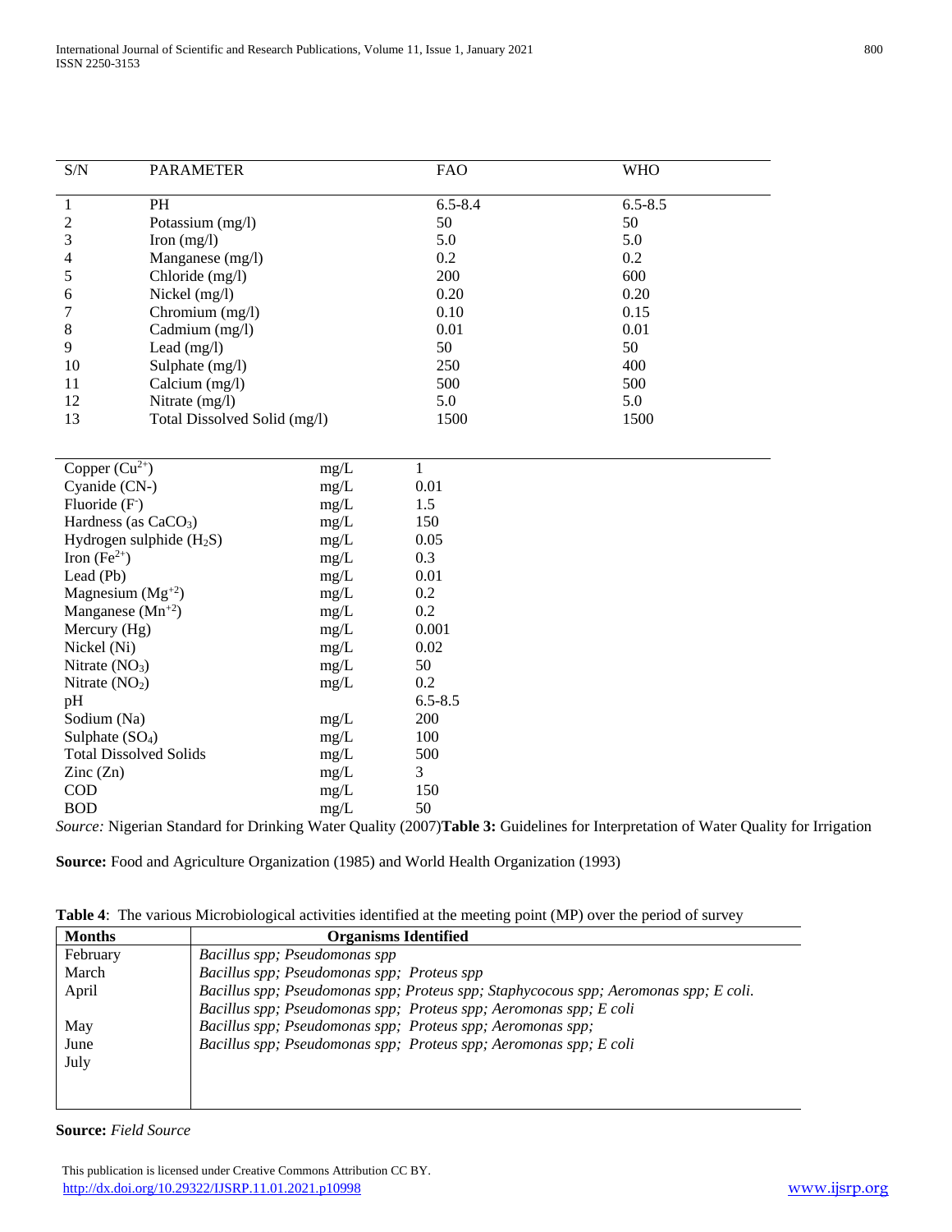| S/N | PARAMETER | FAO | WHO |
|---|---|---|---|
| 1 | PH | 6.5-8.4 | 6.5-8.5 |
| 2 | Potassium (mg/l) | 50 | 50 |
| 3 | Iron (mg/l) | 5.0 | 5.0 |
| 4 | Manganese (mg/l) | 0.2 | 0.2 |
| 5 | Chloride (mg/l) | 200 | 600 |
| 6 | Nickel (mg/l) | 0.20 | 0.20 |
| 7 | Chromium (mg/l) | 0.10 | 0.15 |
| 8 | Cadmium (mg/l) | 0.01 | 0.01 |
| 9 | Lead (mg/l) | 50 | 50 |
| 10 | Sulphate (mg/l) | 250 | 400 |
| 11 | Calcium (mg/l) | 500 | 500 |
| 12 | Nitrate (mg/l) | 5.0 | 5.0 |
| 13 | Total Dissolved Solid (mg/l) | 1500 | 1500 |

| Parameter | Unit | Value |
|---|---|---|
| Copper ($Cu^{2+}$) | mg/L | 1 |
| Cyanide (CN-) | mg/L | 0.01 |
| Fluoride ($F^-$) | mg/L | 1.5 |
| Hardness (as $CaCO_3$) | mg/L | 150 |
| Hydrogen sulphide ($H_2S$) | mg/L | 0.05 |
| Iron ($Fe^{2+}$) | mg/L | 0.3 |
| Lead (Pb) | mg/L | 0.01 |
| Magnesium ($Mg^{+2}$) | mg/L | 0.2 |
| Manganese ($Mn^{+2}$) | mg/L | 0.2 |
| Mercury (Hg) | mg/L | 0.001 |
| Nickel (Ni) | mg/L | 0.02 |
| Nitrate ($NO_3$) | mg/L | 50 |
| Nitrate ($NO_2$) | mg/L | 0.2 |
| pH | | 6.5-8.5 |
| Sodium (Na) | mg/L | 200 |
| Sulphate ($SO_4$) | mg/L | 100 |
| Total Dissolved Solids | mg/L | 500 |
| Zinc (Zn) | mg/L | 3 |
| COD | mg/L | 150 |
| BOD | mg/L | 50 |

*Source:* Nigerian Standard for Drinking Water Quality (2007)**Table 3:** Guidelines for Interpretation of Water Quality for Irrigation

**Source:** Food and Agriculture Organization (1985) and World Health Organization (1993)

**Table 4**: The various Microbiological activities identified at the meeting point (MP) over the period of survey

| Months | Organisms Identified |
|---|---|
| February | *Bacillus spp; Pseudomonas spp* |
| March | *Bacillus spp; Pseudomonas spp; Proteus spp* |
| April | *Bacillus spp; Pseudomonas spp; Proteus spp; Staphycocous spp; Aeromonas spp; E coli.* |
| | *Bacillus spp; Pseudomonas spp; Proteus spp; Aeromonas spp; E coli* |
| May | *Bacillus spp; Pseudomonas spp; Proteus spp; Aeromonas spp;* |
| June | *Bacillus spp; Pseudomonas spp; Proteus spp; Aeromonas spp; E coli* |
| July | |

**Source:** *Field Source*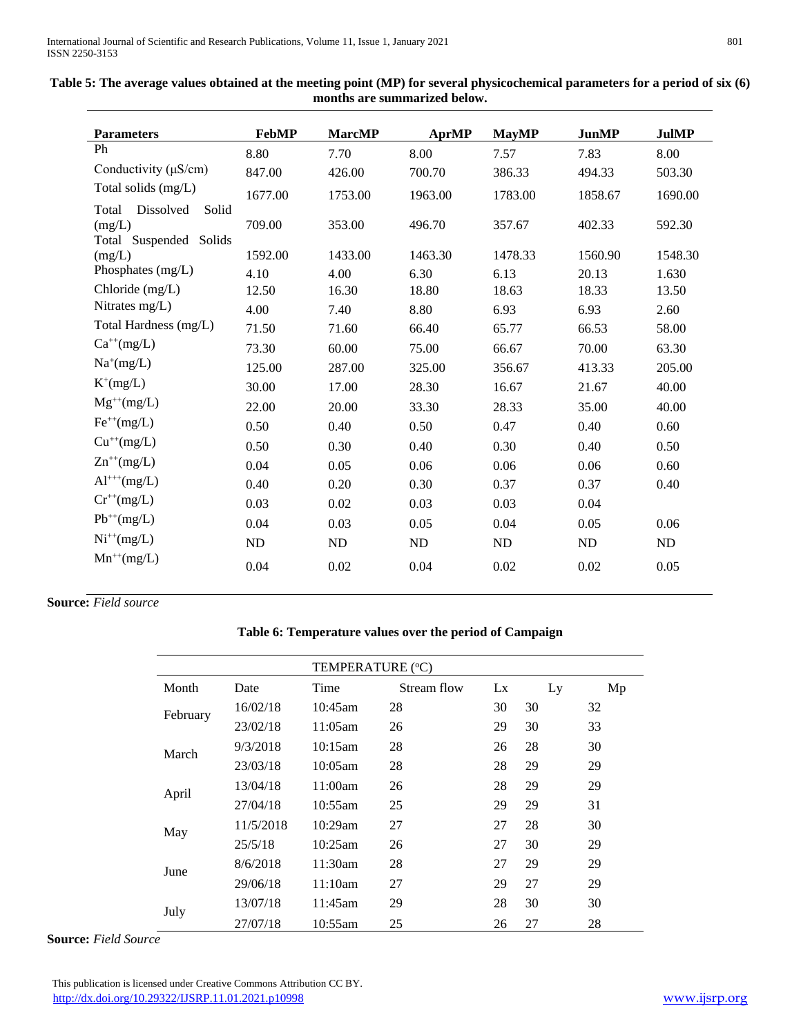**Table 5: The average values obtained at the meeting point (MP) for several physicochemical parameters for a period of six (6) months are summarized below.**

| Parameters | FebMP | MarcMP | AprMP | MayMP | JunMP | JulMP |
|---|---|---|---|---|---|---|
| Ph | 8.80 | 7.70 | 8.00 | 7.57 | 7.83 | 8.00 |
| Conductivity (μS/cm) | 847.00 | 426.00 | 700.70 | 386.33 | 494.33 | 503.30 |
| Total solids (mg/L) | 1677.00 | 1753.00 | 1963.00 | 1783.00 | 1858.67 | 1690.00 |
| Total Dissolved Solid (mg/L) | 709.00 | 353.00 | 496.70 | 357.67 | 402.33 | 592.30 |
| Total Suspended Solids (mg/L) | 1592.00 | 1433.00 | 1463.30 | 1478.33 | 1560.90 | 1548.30 |
| Phosphates (mg/L) | 4.10 | 4.00 | 6.30 | 6.13 | 20.13 | 1.630 |
| Chloride (mg/L) | 12.50 | 16.30 | 18.80 | 18.63 | 18.33 | 13.50 |
| Nitrates mg/L) | 4.00 | 7.40 | 8.80 | 6.93 | 6.93 | 2.60 |
| Total Hardness (mg/L) | 71.50 | 71.60 | 66.40 | 65.77 | 66.53 | 58.00 |
| $Ca^{++}$(mg/L) | 73.30 | 60.00 | 75.00 | 66.67 | 70.00 | 63.30 |
| $Na^{+}$(mg/L) | 125.00 | 287.00 | 325.00 | 356.67 | 413.33 | 205.00 |
| $K^{+}$(mg/L) | 30.00 | 17.00 | 28.30 | 16.67 | 21.67 | 40.00 |
| $Mg^{++}$(mg/L) | 22.00 | 20.00 | 33.30 | 28.33 | 35.00 | 40.00 |
| $Fe^{++}$(mg/L) | 0.50 | 0.40 | 0.50 | 0.47 | 0.40 | 0.60 |
| $Cu^{++}$(mg/L) | 0.50 | 0.30 | 0.40 | 0.30 | 0.40 | 0.50 |
| $Zn^{++}$(mg/L) | 0.04 | 0.05 | 0.06 | 0.06 | 0.06 | 0.60 |
| $Al^{+++}$(mg/L) | 0.40 | 0.20 | 0.30 | 0.37 | 0.37 | 0.40 |
| $Cr^{++}$(mg/L) | 0.03 | 0.02 | 0.03 | 0.03 | 0.04 | |
| $Pb^{++}$(mg/L) | 0.04 | 0.03 | 0.05 | 0.04 | 0.05 | 0.06 |
| $Ni^{++}$(mg/L) | ND | ND | ND | ND | ND | ND |
| $Mn^{++}$(mg/L) | 0.04 | 0.02 | 0.04 | 0.02 | 0.02 | 0.05 |

**Source:** *Field source*

**Table 6: Temperature values over the period of Campaign**

| TEMPERATURE (°C) | | | | | | |
|---|---|---|---|---|---|---|
| Month | Date | Time | Stream flow | Lx | Ly | Mp |
| February | 16/02/18 | 10:45am | 28 | 30 | 30 | 32 |
| | 23/02/18 | 11:05am | 26 | 29 | 30 | 33 |
| March | 9/3/2018 | 10:15am | 28 | 26 | 28 | 30 |
| | 23/03/18 | 10:05am | 28 | 28 | 29 | 29 |
| April | 13/04/18 | 11:00am | 26 | 28 | 29 | 29 |
| | 27/04/18 | 10:55am | 25 | 29 | 29 | 31 |
| May | 11/5/2018 | 10:29am | 27 | 27 | 28 | 30 |
| | 25/5/18 | 10:25am | 26 | 27 | 30 | 29 |
| June | 8/6/2018 | 11:30am | 28 | 27 | 29 | 29 |
| | 29/06/18 | 11:10am | 27 | 29 | 27 | 29 |
| July | 13/07/18 | 11:45am | 29 | 28 | 30 | 30 |
| | 27/07/18 | 10:55am | 25 | 26 | 27 | 28 |

**Source:** *Field Source*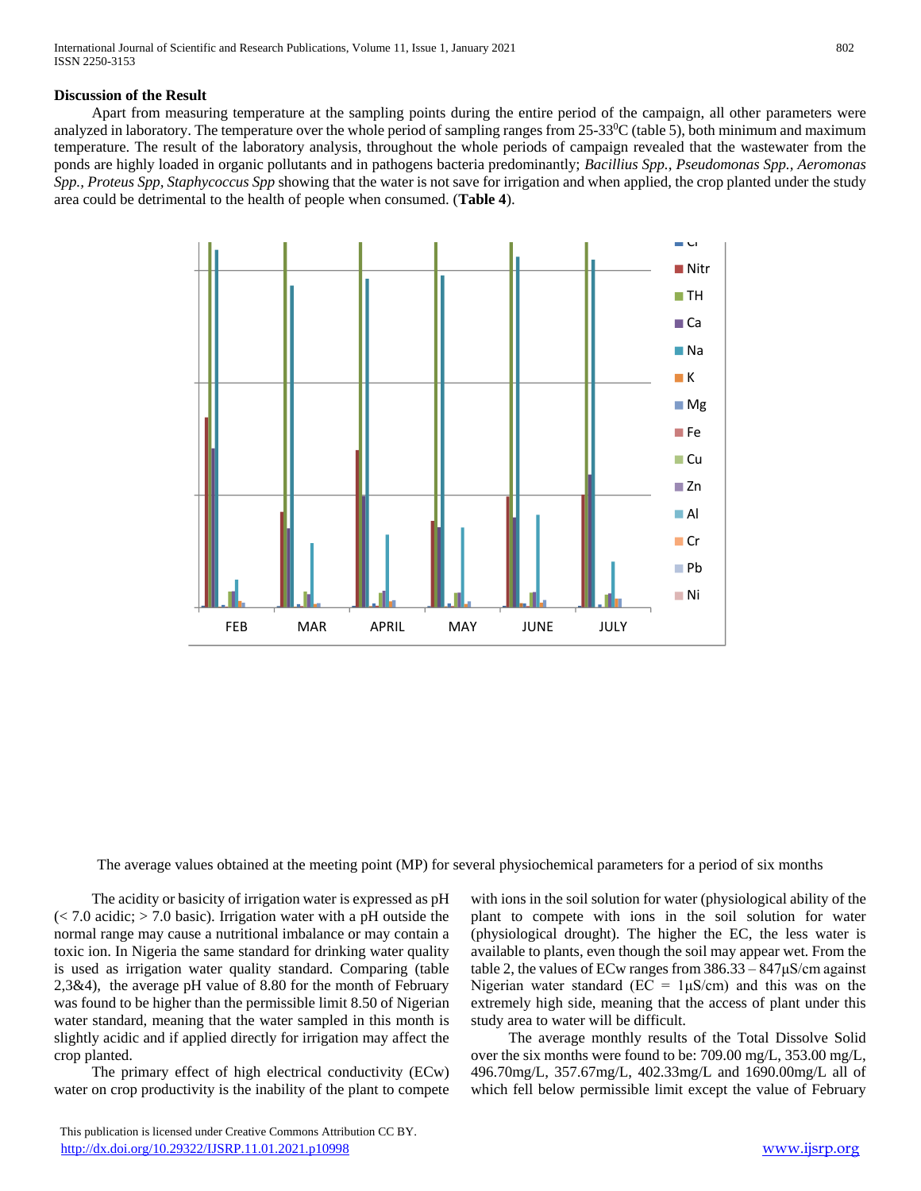## Discussion of the Result

Apart from measuring temperature at the sampling points during the entire period of the campaign, all other parameters were analyzed in laboratory. The temperature over the whole period of sampling ranges from 25-33$^0$C (table 5), both minimum and maximum temperature. The result of the laboratory analysis, throughout the whole periods of campaign revealed that the wastewater from the ponds are highly loaded in organic pollutants and in pathogens bacteria predominantly; *Bacillius Spp., Pseudomonas Spp., Aeromonas Spp., Proteus Spp, Staphycoccus Spp* showing that the water is not save for irrigation and when applied, the crop planted under the study area could be detrimental to the health of people when consumed. (**Table 4**).

The average values obtained at the meeting point (MP) for several physiochemical parameters for a period of six months

The acidity or basicity of irrigation water is expressed as pH (< 7.0 acidic; > 7.0 basic). Irrigation water with a pH outside the normal range may cause a nutritional imbalance or may contain a toxic ion. In Nigeria the same standard for drinking water quality is used as irrigation water quality standard. Comparing (table 2,3&4), the average pH value of 8.80 for the month of February was found to be higher than the permissible limit 8.50 of Nigerian water standard, meaning that the water sampled in this month is slightly acidic and if applied directly for irrigation may affect the crop planted.

The primary effect of high electrical conductivity (ECw) water on crop productivity is the inability of the plant to compete with ions in the soil solution for water (physiological ability of the plant to compete with ions in the soil solution for water (physiological drought). The higher the EC, the less water is available to plants, even though the soil may appear wet. From the table 2, the values of ECw ranges from 386.33 – 847µS/cm against Nigerian water standard (EC = 1µS/cm) and this was on the extremely high side, meaning that the access of plant under this study area to water will be difficult.

The average monthly results of the Total Dissolve Solid over the six months were found to be: 709.00 mg/L, 353.00 mg/L, 496.70mg/L, 357.67mg/L, 402.33mg/L and 1690.00mg/L all of which fell below permissible limit except the value of February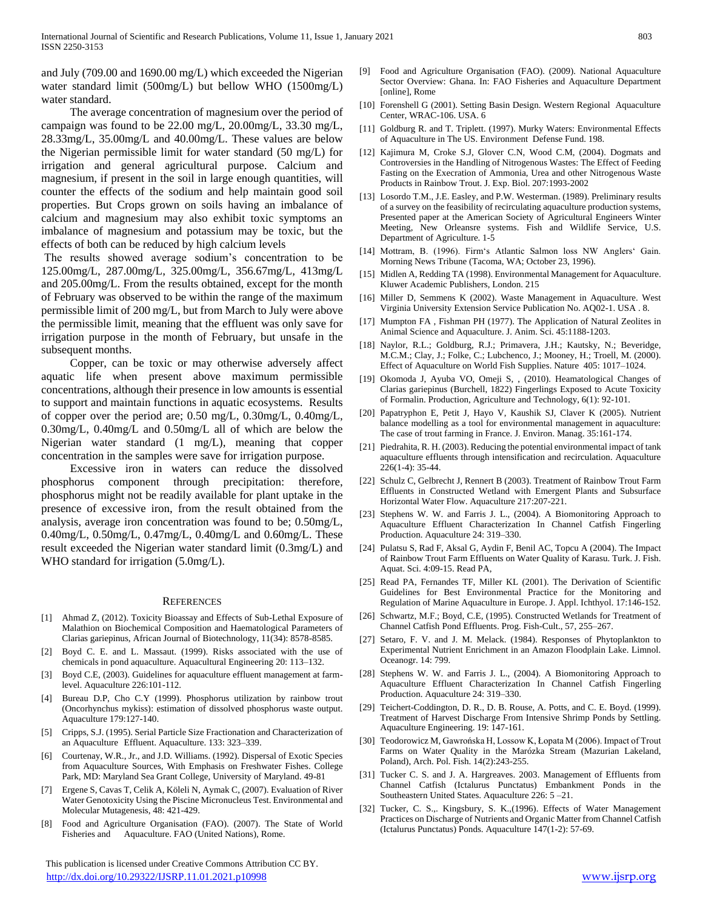and July (709.00 and 1690.00 mg/L) which exceeded the Nigerian water standard limit (500mg/L) but bellow WHO (1500mg/L) water standard.

The average concentration of magnesium over the period of campaign was found to be 22.00 mg/L, 20.00mg/L, 33.30 mg/L, 28.33mg/L, 35.00mg/L and 40.00mg/L. These values are below the Nigerian permissible limit for water standard (50 mg/L) for irrigation and general agricultural purpose. Calcium and magnesium, if present in the soil in large enough quantities, will counter the effects of the sodium and help maintain good soil properties. But Crops grown on soils having an imbalance of calcium and magnesium may also exhibit toxic symptoms an imbalance of magnesium and potassium may be toxic, but the effects of both can be reduced by high calcium levels

The results showed average sodium's concentration to be 125.00mg/L, 287.00mg/L, 325.00mg/L, 356.67mg/L, 413mg/L and 205.00mg/L. From the results obtained, except for the month of February was observed to be within the range of the maximum permissible limit of 200 mg/L, but from March to July were above the permissible limit, meaning that the effluent was only save for irrigation purpose in the month of February, but unsafe in the subsequent months.

Copper, can be toxic or may otherwise adversely affect aquatic life when present above maximum permissible concentrations, although their presence in low amounts is essential to support and maintain functions in aquatic ecosystems. Results of copper over the period are; 0.50 mg/L, 0.30mg/L, 0.40mg/L, 0.30mg/L, 0.40mg/L and 0.50mg/L all of which are below the Nigerian water standard (1 mg/L), meaning that copper concentration in the samples were save for irrigation purpose.

Excessive iron in waters can reduce the dissolved phosphorus component through precipitation: therefore, phosphorus might not be readily available for plant uptake in the presence of excessive iron, from the result obtained from the analysis, average iron concentration was found to be; 0.50mg/L, 0.40mg/L, 0.50mg/L, 0.47mg/L, 0.40mg/L and 0.60mg/L. These result exceeded the Nigerian water standard limit (0.3mg/L) and WHO standard for irrigation (5.0mg/L).

## References

[1] Ahmad Z, (2012). Toxicity Bioassay and Effects of Sub-Lethal Exposure of Malathion on Biochemical Composition and Haematological Parameters of Clarias gariepinus, African Journal of Biotechnology, 11(34): 8578-8585.

[2] Boyd C. E. and L. Massaut. (1999). Risks associated with the use of chemicals in pond aquaculture. Aquacultural Engineering 20: 113–132.

[3] Boyd C.E, (2003). Guidelines for aquaculture effluent management at farm-level. Aquaculture 226:101-112.

[4] Bureau D.P, Cho C.Y (1999). Phosphorus utilization by rainbow trout (Oncorhynchus mykiss): estimation of dissolved phosphorus waste output. Aquaculture 179:127-140.

[5] Cripps, S.J. (1995). Serial Particle Size Fractionation and Characterization of an Aquaculture Effluent. Aquaculture. 133: 323–339.

[6] Courtenay, W.R., Jr., and J.D. Williams. (1992). Dispersal of Exotic Species from Aquaculture Sources, With Emphasis on Freshwater Fishes. College Park, MD: Maryland Sea Grant College, University of Maryland. 49-81

[7] Ergene S, Cavas T, Celik A, Köleli N, Aymak C, (2007). Evaluation of River Water Genotoxicity Using the Piscine Micronucleus Test. Environmental and Molecular Mutagenesis, 48: 421-429.

[8] Food and Agriculture Organisation (FAO). (2007). The State of World Fisheries and Aquaculture. FAO (United Nations), Rome.

[9] Food and Agriculture Organisation (FAO). (2009). National Aquaculture Sector Overview: Ghana. In: FAO Fisheries and Aquaculture Department [online], Rome

[10] Forenshell G (2001). Setting Basin Design. Western Regional Aquaculture Center, WRAC-106. USA. 6

[11] Goldburg R. and T. Triplett. (1997). Murky Waters: Environmental Effects of Aquaculture in The US. Environment Defense Fund. 198.

[12] Kajimura M, Croke S.J, Glover C.N, Wood C.M, (2004). Dogmats and Controversies in the Handling of Nitrogenous Wastes: The Effect of Feeding Fasting on the Execration of Ammonia, Urea and other Nitrogenous Waste Products in Rainbow Trout. J. Exp. Biol. 207:1993-2002

[13] Losordo T.M., J.E. Easley, and P.W. Westerman. (1989). Preliminary results of a survey on the feasibility of recirculating aquaculture production systems, Presented paper at the American Society of Agricultural Engineers Winter Meeting, New Orleansre systems. Fish and Wildlife Service, U.S. Department of Agriculture. 1-5

[14] Mottram, B. (1996). Firm's Atlantic Salmon loss NW Anglers' Gain. Morning News Tribune (Tacoma, WA; October 23, 1996).

[15] Midlen A, Redding TA (1998). Environmental Management for Aquaculture. Kluwer Academic Publishers, London. 215

[16] Miller D, Semmens K (2002). Waste Management in Aquaculture. West Virginia University Extension Service Publication No. AQ02-1. USA . 8.

[17] Mumpton FA , Fishman PH (1977). The Application of Natural Zeolites in Animal Science and Aquaculture. J. Anim. Sci. 45:1188-1203.

[18] Naylor, R.L.; Goldburg, R.J.; Primavera, J.H.; Kautsky, N.; Beveridge, M.C.M.; Clay, J.; Folke, C.; Lubchenco, J.; Mooney, H.; Troell, M. (2000). Effect of Aquaculture on World Fish Supplies. Nature 405: 1017–1024.

[19] Okomoda J, Ayuba VO, Omeji S, , (2010). Heamatological Changes of Clarias gariepinus (Burchell, 1822) Fingerlings Exposed to Acute Toxicity of Formalin. Production, Agriculture and Technology, 6(1): 92-101.

[20] Papatryphon E, Petit J, Hayo V, Kaushik SJ, Claver K (2005). Nutrient balance modelling as a tool for environmental management in aquaculture: The case of trout farming in France. J. Environ. Manag. 35:161-174.

[21] Piedrahita, R. H. (2003). Reducing the potential environmental impact of tank aquaculture effluents through intensification and recirculation. Aquaculture 226(1-4): 35-44.

[22] Schulz C, Gelbrecht J, Rennert B (2003). Treatment of Rainbow Trout Farm Effluents in Constructed Wetland with Emergent Plants and Subsurface Horizontal Water Flow. Aquaculture 217:207-221.

[23] Stephens W. W. and Farris J. L., (2004). A Biomonitoring Approach to Aquaculture Effluent Characterization In Channel Catfish Fingerling Production. Aquaculture 24: 319–330.

[24] Pulatsu S, Rad F, Aksal G, Aydin F, Benil AC, Topcu A (2004). The Impact of Rainbow Trout Farm Effluents on Water Quality of Karasu. Turk. J. Fish. Aquat. Sci. 4:09-15. Read PA,

[25] Read PA, Fernandes TF, Miller KL (2001). The Derivation of Scientific Guidelines for Best Environmental Practice for the Monitoring and Regulation of Marine Aquaculture in Europe. J. Appl. Ichthyol. 17:146-152.

[26] Schwartz, M.F.; Boyd, C.E, (1995). Constructed Wetlands for Treatment of Channel Catfish Pond Effluents. Prog. Fish-Cult., 57, 255–267.

[27] Setaro, F. V. and J. M. Melack. (1984). Responses of Phytoplankton to Experimental Nutrient Enrichment in an Amazon Floodplain Lake. Limnol. Oceanogr. 14: 799.

[28] Stephens W. W. and Farris J. L., (2004). A Biomonitoring Approach to Aquaculture Effluent Characterization In Channel Catfish Fingerling Production. Aquaculture 24: 319–330.

[29] Teichert-Coddington, D. R., D. B. Rouse, A. Potts, and C. E. Boyd. (1999). Treatment of Harvest Discharge From Intensive Shrimp Ponds by Settling. Aquaculture Engineering. 19: 147-161.

[30] Teodorowicz M, Gawrońska H, Lossow K, Łopata M (2006). Impact of Trout Farms on Water Quality in the Marózka Stream (Mazurian Lakeland, Poland), Arch. Pol. Fish. 14(2):243-255.

[31] Tucker C. S. and J. A. Hargreaves. 2003. Management of Effluents from Channel Catfish (Ictalurus Punctatus) Embankment Ponds in the Southeastern United States. Aquaculture 226: 5 –21.

[32] Tucker, C. S.,. Kingsbury, S. K.,(1996). Effects of Water Management Practices on Discharge of Nutrients and Organic Matter from Channel Catfish (Ictalurus Punctatus) Ponds. Aquaculture 147(1-2): 57-69.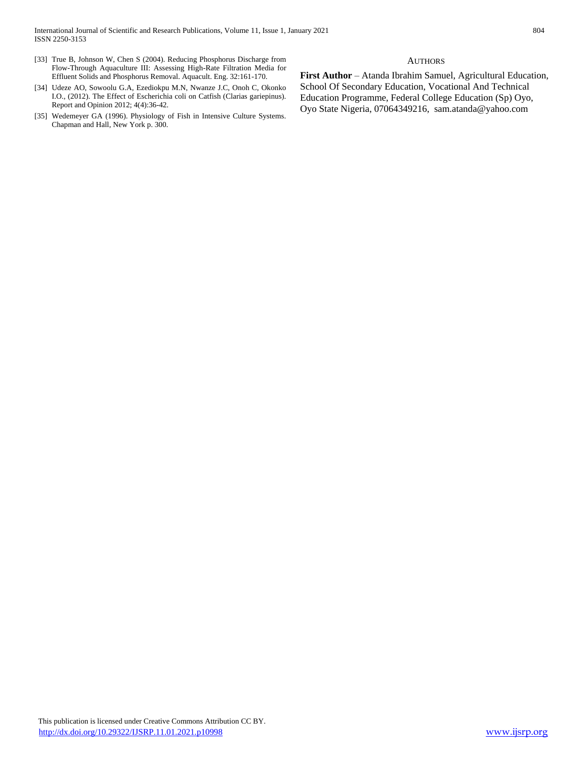[33] True B, Johnson W, Chen S (2004). Reducing Phosphorus Discharge from Flow-Through Aquaculture III: Assessing High-Rate Filtration Media for Effluent Solids and Phosphorus Removal. Aquacult. Eng. 32:161-170.

[34] Udeze AO, Sowoolu G.A, Ezediokpu M.N, Nwanze J.C, Onoh C, Okonko I.O., (2012). The Effect of Escherichia coli on Catfish (Clarias gariepinus). Report and Opinion 2012; 4(4):36-42.

[35] Wedemeyer GA (1996). Physiology of Fish in Intensive Culture Systems. Chapman and Hall, New York p. 300.

## AUTHORS

**First Author** – Atanda Ibrahim Samuel, Agricultural Education, School Of Secondary Education, Vocational And Technical Education Programme, Federal College Education (Sp) Oyo, Oyo State Nigeria, 07064349216, sam.atanda@yahoo.com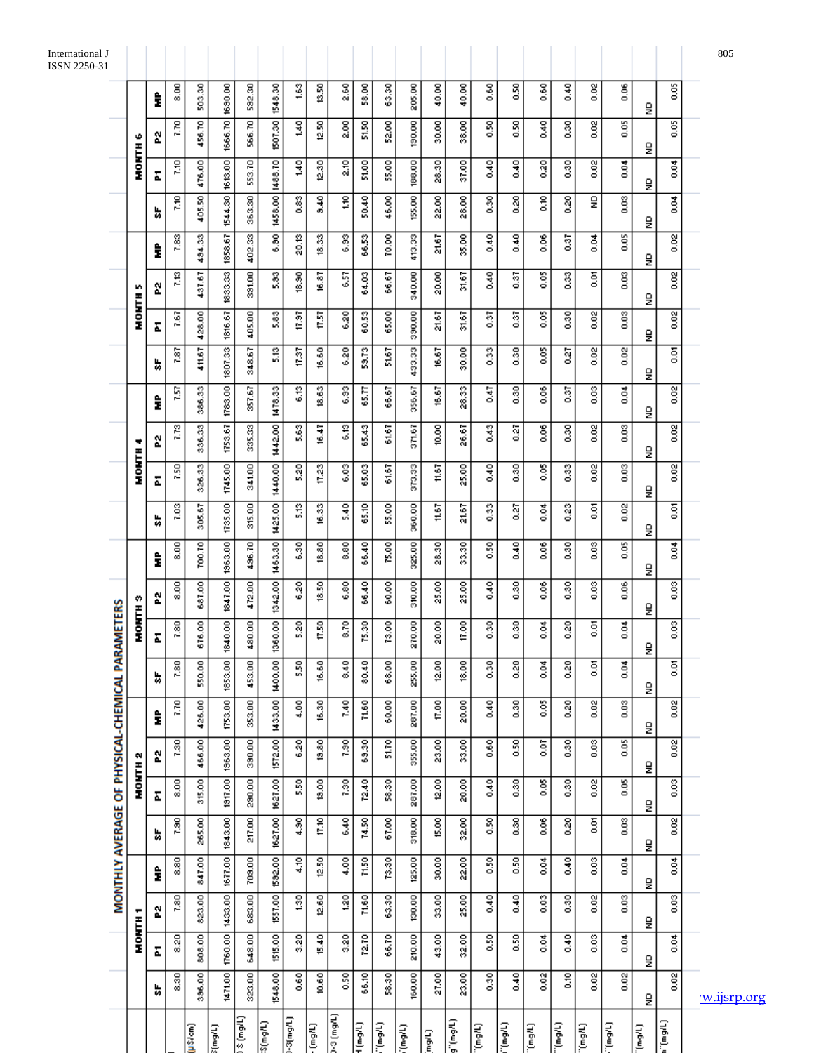## MONTHLY AVERAGE OF PHYSICAL-CHEMICAL PARAMETERS

| | MONTH 1 | | | | MONTH 2 | | | | MONTH 3 | | | | MONTH 4 | | | | MONTH 5 | | | | MONTH 6 | | | |
|---|---|---|---|---|---|---|---|---|---|---|---|---|---|---|---|---|---|---|---|---|---|---|---|---|
| | SF | P1 | P2 | MP | SF | P1 | P2 | MP | SF | P1 | P2 | MP | SF | P1 | P2 | MP | SF | P1 | P2 | MP | SF | P1 | P2 | MP |
| | 8.30 | 8.20 | 7.80 | 8.80 | 7.90 | 8.00 | 7.30 | 7.70 | 7.80 | 7.80 | 8.00 | 8.00 | 7.03 | 7.50 | 7.73 | 7.57 | 7.87 | 7.67 | 7.13 | 7.83 | 7.10 | 7.10 | 7.70 | 8.00 |
| (µS/cm) | 396.00 | 808.00 | 823.00 | 847.00 | 265.00 | 315.00 | 466.00 | 426.00 | 550.00 | 676.00 | 687.00 | 700.70 | 305.67 | 326.33 | 336.33 | 386.33 | 411.67 | 428.00 | 437.67 | 434.33 | 405.50 | 476.00 | 456.70 | 503.30 |
| S(mg/L) | 1471.00 | 1760.00 | 1433.00 | 1677.00 | 1843.00 | 1917.00 | 1963.00 | 1753.00 | 1853.00 | 1840.00 | 1847.00 | 1963.00 | 1735.00 | 1745.00 | 1753.67 | 1783.00 | 1807.33 | 1816.67 | 1833.33 | 1858.67 | 1544.30 | 1613.00 | 1666.70 | 1690.00 |
| ) S (mg/L) | 323.00 | 648.00 | 683.00 | 709.00 | 217.00 | 290.00 | 390.00 | 353.00 | 453.00 | 480.00 | 472.00 | 496.70 | 315.00 | 341.00 | 335.33 | 357.67 | 348.67 | 405.00 | 391.00 | 402.33 | 363.30 | 553.70 | 566.70 | 592.30 |
| S(mg/L) | 1548.00 | 1515.00 | 1557.00 | 1592.00 | 1627.00 | 1627.00 | 1572.00 | 1433.00 | 1400.00 | 1360.00 | 1342.00 | 1463.30 | 1425.00 | 1440.00 | 1442.00 | 1478.33 | 5.13 | 5.83 | 5.93 | 6.90 | 1458.00 | 1488.70 | 1507.30 | 1548.30 |
| )-3(mg/L) | 0.60 | 3.20 | 1.30 | 4.10 | 4.30 | 5.50 | 6.20 | 4.00 | 5.50 | 5.20 | 6.20 | 6.30 | 5.13 | 5.20 | 5.63 | 6.13 | 17.37 | 17.97 | 18.90 | 20.13 | 0.83 | 1.40 | 1.40 | 1.63 |
| - (mg/L) | 10.60 | 15.40 | 12.60 | 12.50 | 17.10 | 19.00 | 19.80 | 16.30 | 16.60 | 17.50 | 18.50 | 18.80 | 16.33 | 17.23 | 16.47 | 18.63 | 16.60 | 17.57 | 16.87 | 18.33 | 9.40 | 12.30 | 12.50 | 13.50 |
| D-3 (mg/L) | 0.50 | 3.20 | 1.20 | 4.00 | 6.40 | 7.30 | 7.90 | 7.40 | 8.40 | 8.70 | 6.80 | 6.80 | 5.40 | 6.03 | 6.13 | 6.93 | 6.20 | 6.20 | 6.57 | 6.93 | 1.10 | 2.10 | 2.00 | 2.60 |
| H (mg/L) | 66.10 | 72.70 | 71.60 | 71.50 | 74.50 | 72.40 | 63.30 | 71.60 | 80.40 | 75.30 | 66.40 | 66.40 | 65.10 | 65.03 | 65.43 | 65.77 | 53.73 | 60.53 | 64.03 | 66.53 | 50.40 | 51.00 | 51.50 | 58.00 |
| ` (mg/L) | 58.30 | 66.70 | 63.30 | 73.30 | 67.00 | 58.30 | 51.70 | 60.00 | 68.00 | 73.00 | 60.00 | 75.00 | 55.00 | 61.67 | 61.67 | 66.67 | 51.67 | 65.00 | 66.67 | 70.00 | 46.00 | 55.00 | 52.00 | 63.30 |
| (mg/L) | 160.00 | 210.00 | 130.00 | 125.00 | 318.00 | 287.00 | 355.00 | 287.00 | 255.00 | 270.00 | 310.00 | 325.00 | 360.00 | 373.33 | 371.67 | 356.67 | 433.33 | 390.00 | 340.00 | 413.33 | 155.00 | 188.00 | 190.00 | 205.00 |
| mg/L) | 27.00 | 43.00 | 33.00 | 30.00 | 15.00 | 12.00 | 23.00 | 17.00 | 12.00 | 20.00 | 25.00 | 28.30 | 11.67 | 11.67 | 10.00 | 16.67 | 16.67 | 21.67 | 20.00 | 21.67 | 22.00 | 28.30 | 30.00 | 40.00 |
| g` (mg/L) | 23.00 | 32.00 | 25.00 | 22.00 | 32.00 | 20.00 | 33.00 | 20.00 | 18.00 | 17.00 | 25.00 | 33.30 | 21.67 | 25.00 | 26.67 | 28.33 | 30.00 | 31.67 | 31.67 | 35.00 | 28.00 | 37.00 | 38.00 | 40.00 |
| ` (mg/L) | 0.30 | 0.50 | 0.40 | 0.50 | 0.50 | 0.40 | 0.60 | 0.40 | 0.30 | 0.30 | 0.40 | 0.50 | 0.33 | 0.40 | 0.43 | 0.47 | 0.33 | 0.37 | 0.40 | 0.40 | 0.30 | 0.40 | 0.50 | 0.60 |
| ` (mg/L) | 0.40 | 0.50 | 0.40 | 0.50 | 0.30 | 0.30 | 0.50 | 0.30 | 0.20 | 0.30 | 0.30 | 0.40 | 0.27 | 0.30 | 0.27 | 0.30 | 0.30 | 0.37 | 0.37 | 0.40 | 0.20 | 0.40 | 0.50 | 0.50 |
| ` (mg/L) | 0.02 | 0.04 | 0.03 | 0.04 | 0.06 | 0.05 | 0.07 | 0.05 | 0.04 | 0.04 | 0.06 | 0.06 | 0.04 | 0.05 | 0.06 | 0.06 | 0.05 | 0.05 | 0.05 | 0.06 | 0.10 | 0.20 | 0.40 | 0.60 |
| ` (mg/L) | 0.10 | 0.40 | 0.30 | 0.40 | 0.20 | 0.30 | 0.30 | 0.20 | 0.20 | 0.20 | 0.30 | 0.30 | 0.23 | 0.33 | 0.30 | 0.37 | 0.27 | 0.30 | 0.33 | 0.37 | 0.20 | 0.30 | 0.30 | 0.40 |
| ` (mg/L) | 0.02 | 0.03 | 0.02 | 0.03 | 0.01 | 0.02 | 0.03 | 0.02 | 0.01 | 0.01 | 0.03 | 0.03 | 0.01 | 0.02 | 0.02 | 0.03 | 0.02 | 0.02 | 0.01 | 0.04 | ND | 0.02 | 0.02 | 0.02 |
| ` (mg/L) | 0.02 | 0.04 | 0.03 | 0.04 | 0.03 | 0.05 | 0.05 | 0.03 | 0.04 | 0.04 | 0.06 | 0.05 | 0.02 | 0.03 | 0.03 | 0.04 | 0.02 | 0.03 | 0.03 | 0.05 | 0.03 | 0.04 | 0.05 | 0.06 |
| ` (mg/L) | ND | ND | ND | ND | ND | ND | ND | ND | ND | ND | ND | ND | ND | ND | ND | ND | ND | ND | ND | ND | ND | ND | ND | ND |
| n` (mg/L) | 0.02 | 0.04 | 0.03 | 0.04 | 0.02 | 0.03 | 0.02 | 0.02 | 0.01 | 0.03 | 0.03 | 0.04 | 0.01 | 0.02 | 0.02 | 0.02 | 0.01 | 0.02 | 0.02 | 0.02 | 0.04 | 0.04 | 0.05 | 0.05 |